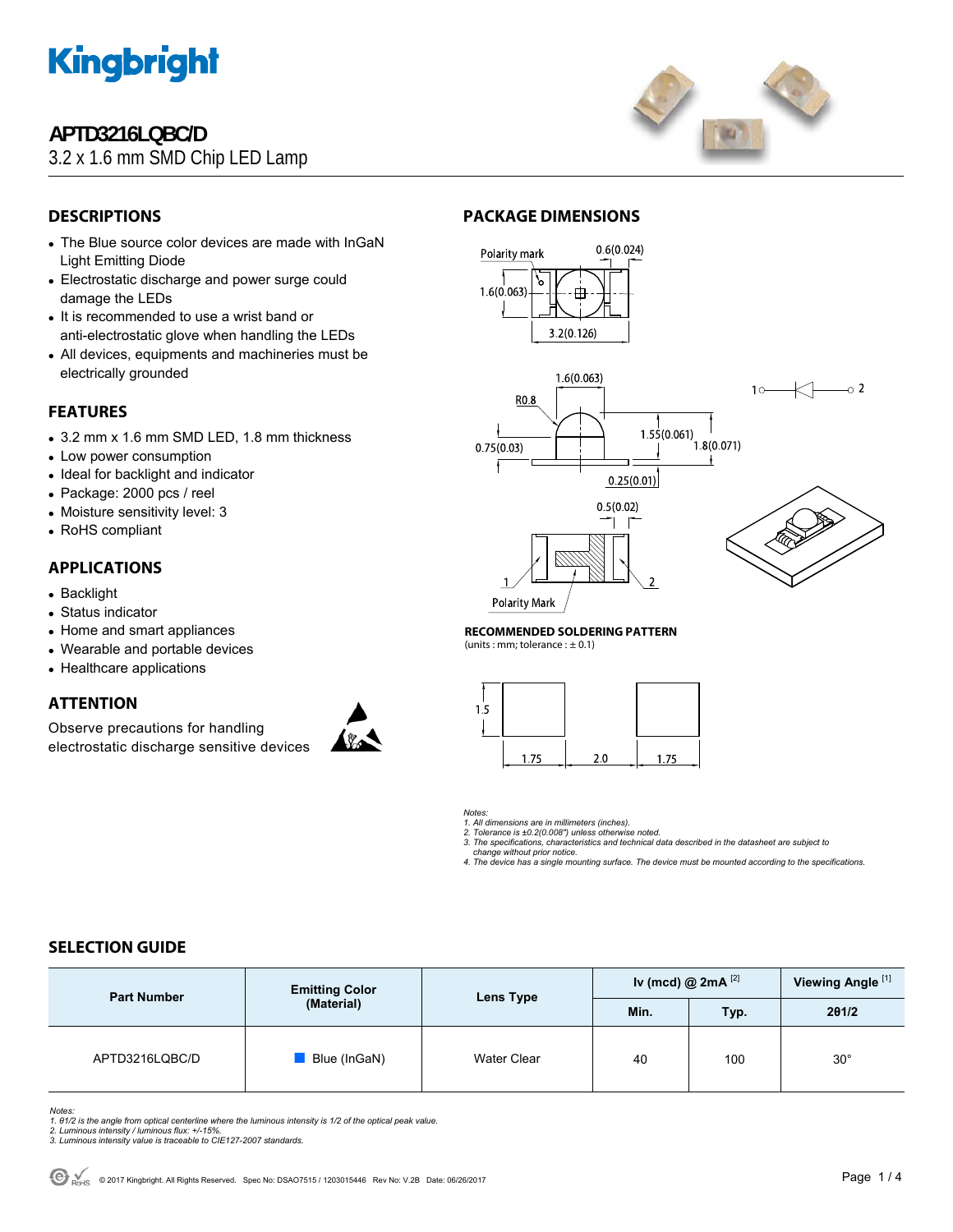# Kingbright

## APTD3216LQBC/D

3.2 x 1.6 mm SMD Chip LED Lamp

## DESCRIPTIONS

- The Blue source color devices are made with InGaN Light Emitting Diode
- Electrostatic discharge and power surge could damage the LEDs
- It is recommended to use a wrist band or anti-electrostatic glove when handling the LEDs
- All devices, equipments and machineries must be electrically grounded

## FEATURES

- 3.2 mm x 1.6 mm SMD LED, 1.8 mm thickness
- Low power consumption
- Ideal for backlight and indicator
- Package: 2000 pcs / reel
- Moisture sensitivity level: 3
- RoHS compliant

## APPLICATIONS

- Backlight
- Status indicator
- Home and smart appliances
- Wearable and portable devices
- Healthcare applications

## ATTENTION

Observe precautions for handling electrostatic discharge sensitive devices

## PACKAGE DIMENSIONS

Polarity mark 0.6(0.024) 1.6(0.063) 3.2(0.126)

1.6(0.063) R0.8 0.75(0.03) 1.55(0.061) 1.8(0.071) 0.25(0.01)

0.5(0.02) 1 2 Polarity Mark

### RECOMMENDED SOLDERING PATTERN

(units : mm; tolerance : ± 0.1)

1.5 1.75 2.0 1.75

*Notes:*
*1. All dimensions are in millimeters (inches).*
*2. Tolerance is ±0.2(0.008") unless otherwise noted.*
*3. The specifications, characteristics and technical data described in the datasheet are subject to change without prior notice.*
*4. The device has a single mounting surface. The device must be mounted according to the specifications.*

## SELECTION GUIDE

| Part Number | Emitting Color (Material) | Lens Type | Iv (mcd) @ 2mA [2] | | Viewing Angle [1] |
|---|---|---|---|---|---|
| | | | Min. | Typ. | 2θ1/2 |
| APTD3216LQBC/D | Blue (InGaN) | Water Clear | 40 | 100 | 30° |

*Notes:*
*1. θ1/2 is the angle from optical centerline where the luminous intensity is 1/2 of the optical peak value.*
*2. Luminous intensity / luminous flux: +/-15%.*
*3. Luminous intensity value is traceable to CIE127-2007 standards.*

© 2017 Kingbright. All Rights Reserved. Spec No: DSAO7515 / 1203015446 Rev No: V.2B Date: 06/26/2017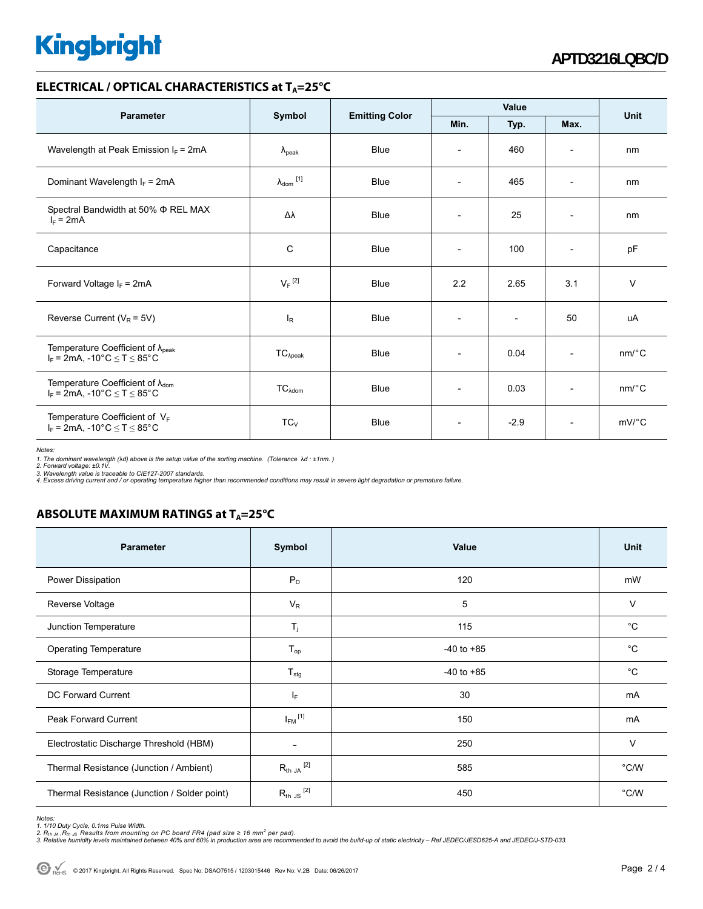## ELECTRICAL / OPTICAL CHARACTERISTICS at $T_A$=25°C

| Parameter | Symbol | Emitting Color | Value | | | Unit |
|---|---|---|---|---|---|---|
| | | | Min. | Typ. | Max. | |
| Wavelength at Peak Emission $I_F$ = 2mA | $\lambda_{peak}$ | Blue | - | 460 | - | nm |
| Dominant Wavelength $I_F$ = 2mA | $\lambda_{dom}$ [1] | Blue | - | 465 | - | nm |
| Spectral Bandwidth at 50% Φ REL MAX $I_F$ = 2mA | Δλ | Blue | - | 25 | - | nm |
| Capacitance | C | Blue | - | 100 | - | pF |
| Forward Voltage $I_F$ = 2mA | $V_F$ [2] | Blue | 2.2 | 2.65 | 3.1 | V |
| Reverse Current ($V_R$ = 5V) | $I_R$ | Blue | - | - | 50 | uA |
| Temperature Coefficient of $\lambda_{peak}$ $I_F$ = 2mA, -10°C ≤ T ≤ 85°C | $TC_{\lambda peak}$ | Blue | - | 0.04 | - | nm/°C |
| Temperature Coefficient of $\lambda_{dom}$ $I_F$ = 2mA, -10°C ≤ T ≤ 85°C | $TC_{\lambda dom}$ | Blue | - | 0.03 | - | nm/°C |
| Temperature Coefficient of $V_F$ $I_F$ = 2mA, -10°C ≤ T ≤ 85°C | $TC_V$ | Blue | - | -2.9 | - | mV/°C |

*Notes:*
*1. The dominant wavelength (λd) above is the setup value of the sorting machine. (Tolerance λd : ±1nm. )*
*2. Forward voltage: ±0.1V.*
*3. Wavelength value is traceable to CIE127-2007 standards.*
*4. Excess driving current and / or operating temperature higher than recommended conditions may result in severe light degradation or premature failure.*

## ABSOLUTE MAXIMUM RATINGS at $T_A$=25°C

| Parameter | Symbol | Value | Unit |
|---|---|---|---|
| Power Dissipation | $P_D$ | 120 | mW |
| Reverse Voltage | $V_R$ | 5 | V |
| Junction Temperature | $T_j$ | 115 | °C |
| Operating Temperature | $T_{op}$ | -40 to +85 | °C |
| Storage Temperature | $T_{stg}$ | -40 to +85 | °C |
| DC Forward Current | $I_F$ | 30 | mA |
| Peak Forward Current | $I_{FM}$ [1] | 150 | mA |
| Electrostatic Discharge Threshold (HBM) | - | 250 | V |
| Thermal Resistance (Junction / Ambient) | $R_{th\ JA}$ [2] | 585 | °C/W |
| Thermal Resistance (Junction / Solder point) | $R_{th\ JS}$ [2] | 450 | °C/W |

*Notes:*
*1. 1/10 Duty Cycle, 0.1ms Pulse Width.*
*2. $R_{th\ JA}$ ,$R_{th\ JS}$ Results from mounting on PC board FR4 (pad size ≥ 16 $mm^2$ per pad).*
*3. Relative humidity levels maintained between 40% and 60% in production area are recommended to avoid the build-up of static electricity – Ref JEDEC/JESD625-A and JEDEC/J-STD-033.*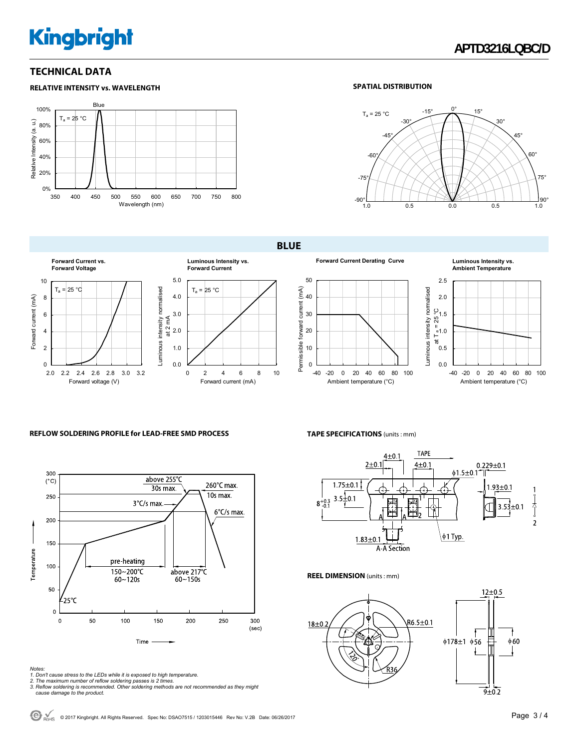## TECHNICAL DATA

### RELATIVE INTENSITY vs. WAVELENGTH

$T_a$ = 25 °C

Blue

Relative Intensity (a. u.)

Wavelength (nm)

### SPATIAL DISTRIBUTION

$T_a$ = 25 °C

## BLUE

**Forward Current vs. Forward Voltage**

$T_a$ = 25 °C

Forward current (mA)

Forward voltage (V)

**Luminous Intensity vs. Forward Current**

$T_a$ = 25 °C

Luminous intensity normalised at 2 mA

Forward current (mA)

**Forward Current Derating Curve**

Permissible forward current (mA)

Ambient temperature (°C)

**Luminous Intensity vs. Ambient Temperature**

Luminous intensity normalised at $T_a$ = 25 °C

Ambient temperature (°C)

### REFLOW SOLDERING PROFILE for LEAD-FREE SMD PROCESS

Temperature (°C)

Time (sec)

- 25°C
- pre-heating: 150~200°C, 60~120s
- 3°C/s max.
- above 255°C, 30s max.
- 260°C max., 10s max.
- above 217°C, 60~150s
- 6°C/s max.

### TAPE SPECIFICATIONS (units : mm)

TAPE

4±0.1, 2±0.1, 4±0.1, ϕ1.5±0.1, 0.229±0.1, 1.75±0.1, 1.93±0.1, $8^{+0.3}_{-0.1}$, 3.5±0.1, 3.53±0.1, 1.83±0.1, ϕ1 Typ.

A-A Section

### REEL DIMENSION (units : mm)

18±0.2, R6.5±0.1, 120°, R36, 12±0.5, ϕ178±1, ϕ56, ϕ60, 9±0.2

*Notes:*
1. *Don't cause stress to the LEDs while it is exposed to high temperature.*
2. *The maximum number of reflow soldering passes is 2 times.*
3. *Reflow soldering is recommended. Other soldering methods are not recommended as they might cause damage to the product.*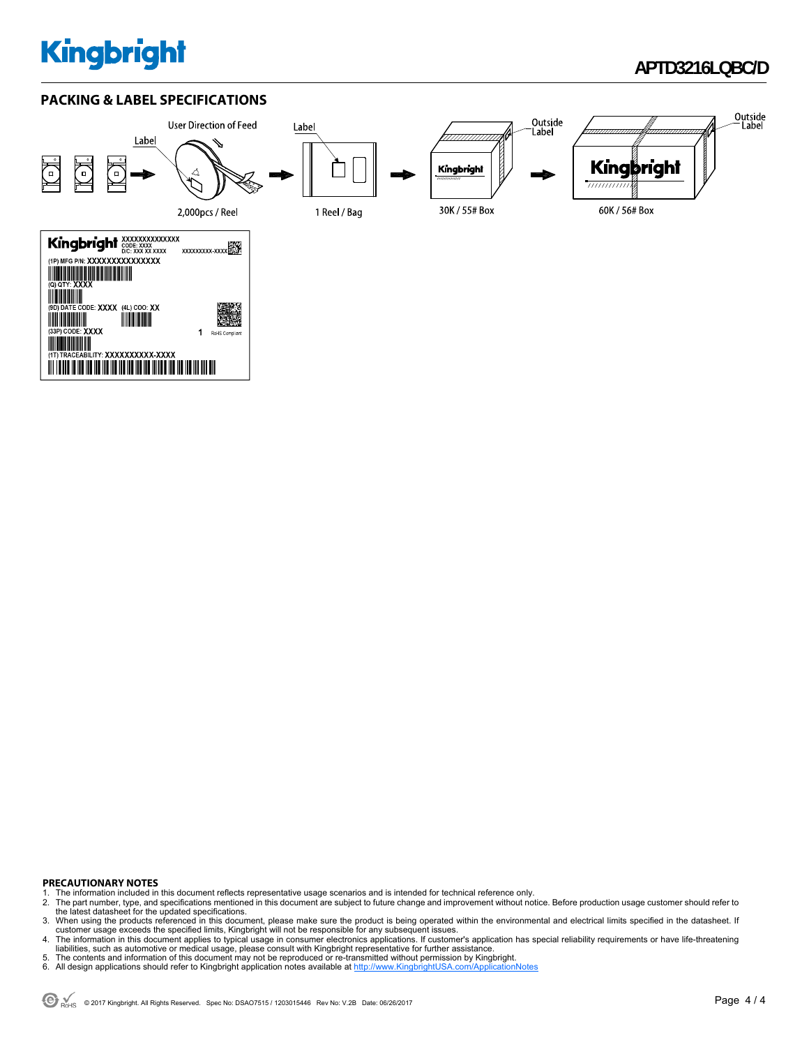## PACKING & LABEL SPECIFICATIONS

User Direction of Feed

Label

2,000pcs / Reel

Label

1 Reel / Bag

Outside Label

30K / 55# Box

Outside Label

60K / 56# Box

Kingbright XXXXXXXXXXXXXX
CODE: XXXX
D/C: XXX XX XXXX
XXXXXXXXX-XXXX

(1P) MFG P/N: XXXXXXXXXXXXXXX

(Q) QTY: XXXX

(9D) DATE CODE: XXXX (4L) COO: XX

(33P) CODE: XXXX

1 RoHS Compliant

(1T) TRACEABILITY: XXXXXXXXXX-XXXX

**PRECAUTIONARY NOTES**

1. The information included in this document reflects representative usage scenarios and is intended for technical reference only.
2. The part number, type, and specifications mentioned in this document are subject to future change and improvement without notice. Before production usage customer should refer to the latest datasheet for the updated specifications.
3. When using the products referenced in this document, please make sure the product is being operated within the environmental and electrical limits specified in the datasheet. If customer usage exceeds the specified limits, Kingbright will not be responsible for any subsequent issues.
4. The information in this document applies to typical usage in consumer electronics applications. If customer's application has special reliability requirements or have life-threatening liabilities, such as automotive or medical usage, please consult with Kingbright representative for further assistance.
5. The contents and information of this document may not be reproduced or re-transmitted without permission by Kingbright.
6. All design applications should refer to Kingbright application notes available at http://www.KingbrightUSA.com/ApplicationNotes